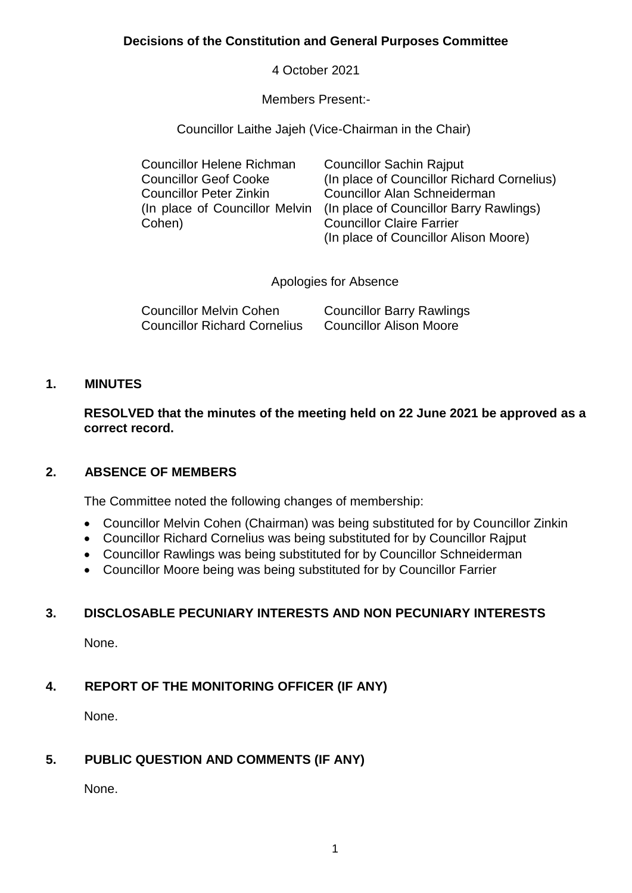**Decisions of the Constitution and General Purposes Committee**

4 October 2021

Members Present:-

Councillor Laithe Jajeh (Vice-Chairman in the Chair)

Councillor Helene Richman
Councillor Geof Cooke
Councillor Peter Zinkin
(In place of Councillor Melvin Cohen)
Councillor Sachin Rajput
(In place of Councillor Richard Cornelius)
Councillor Alan Schneiderman
(In place of Councillor Barry Rawlings)
Councillor Claire Farrier
(In place of Councillor Alison Moore)

Apologies for Absence

Councillor Melvin Cohen
Councillor Richard Cornelius
Councillor Barry Rawlings
Councillor Alison Moore

## 1. MINUTES

**RESOLVED that the minutes of the meeting held on 22 June 2021 be approved as a correct record.**

## 2. ABSENCE OF MEMBERS

The Committee noted the following changes of membership:

- Councillor Melvin Cohen (Chairman) was being substituted for by Councillor Zinkin
- Councillor Richard Cornelius was being substituted for by Councillor Rajput
- Councillor Rawlings was being substituted for by Councillor Schneiderman
- Councillor Moore being was being substituted for by Councillor Farrier

## 3. DISCLOSABLE PECUNIARY INTERESTS AND NON PECUNIARY INTERESTS

None.

## 4. REPORT OF THE MONITORING OFFICER (IF ANY)

None.

## 5. PUBLIC QUESTION AND COMMENTS (IF ANY)

None.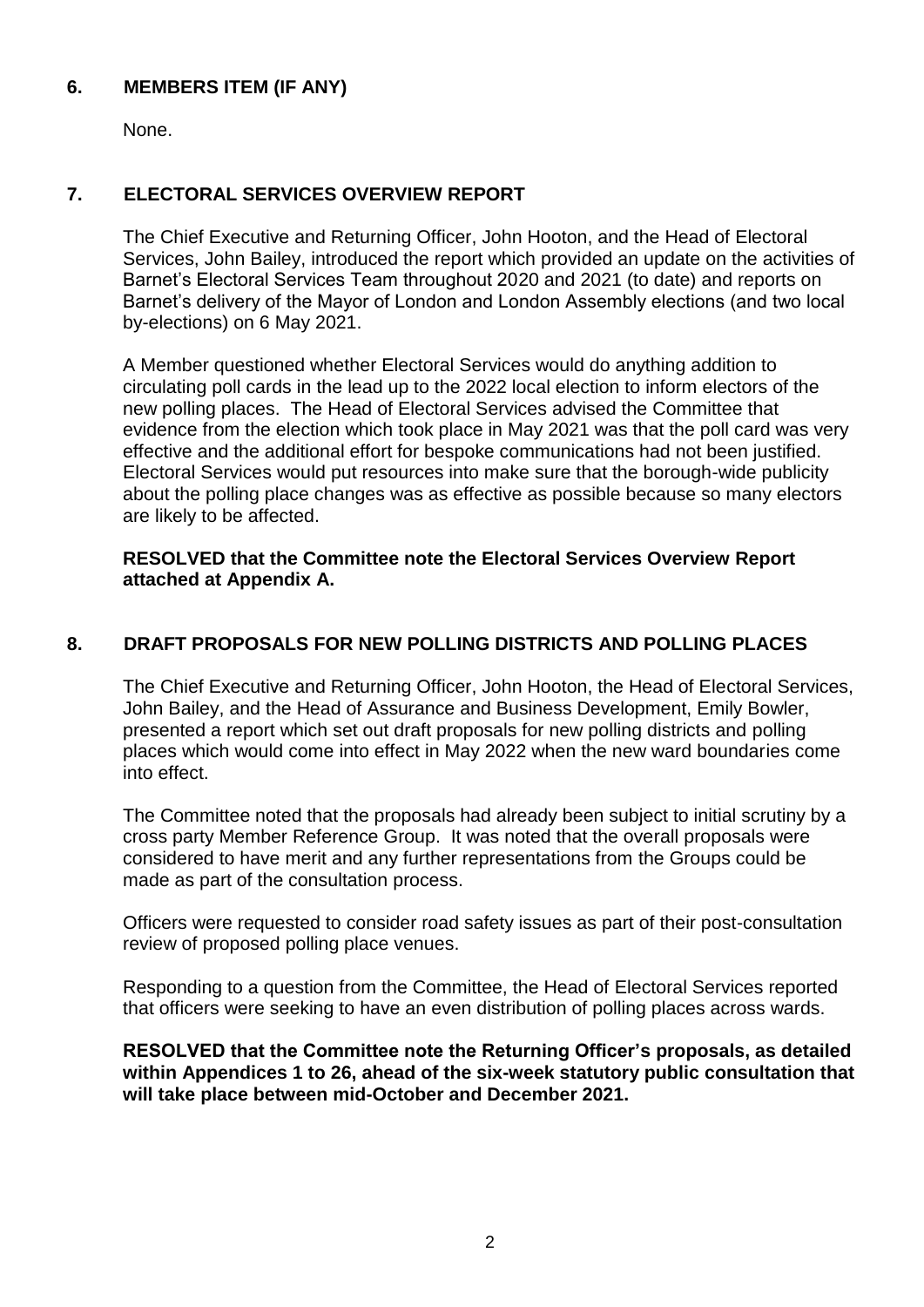## 6. MEMBERS ITEM (IF ANY)

None.

## 7. ELECTORAL SERVICES OVERVIEW REPORT

The Chief Executive and Returning Officer, John Hooton, and the Head of Electoral Services, John Bailey, introduced the report which provided an update on the activities of Barnet's Electoral Services Team throughout 2020 and 2021 (to date) and reports on Barnet's delivery of the Mayor of London and London Assembly elections (and two local by-elections) on 6 May 2021.

A Member questioned whether Electoral Services would do anything addition to circulating poll cards in the lead up to the 2022 local election to inform electors of the new polling places. The Head of Electoral Services advised the Committee that evidence from the election which took place in May 2021 was that the poll card was very effective and the additional effort for bespoke communications had not been justified. Electoral Services would put resources into make sure that the borough-wide publicity about the polling place changes was as effective as possible because so many electors are likely to be affected.

**RESOLVED that the Committee note the Electoral Services Overview Report attached at Appendix A.**

## 8. DRAFT PROPOSALS FOR NEW POLLING DISTRICTS AND POLLING PLACES

The Chief Executive and Returning Officer, John Hooton, the Head of Electoral Services, John Bailey, and the Head of Assurance and Business Development, Emily Bowler, presented a report which set out draft proposals for new polling districts and polling places which would come into effect in May 2022 when the new ward boundaries come into effect.

The Committee noted that the proposals had already been subject to initial scrutiny by a cross party Member Reference Group. It was noted that the overall proposals were considered to have merit and any further representations from the Groups could be made as part of the consultation process.

Officers were requested to consider road safety issues as part of their post-consultation review of proposed polling place venues.

Responding to a question from the Committee, the Head of Electoral Services reported that officers were seeking to have an even distribution of polling places across wards.

**RESOLVED that the Committee note the Returning Officer's proposals, as detailed within Appendices 1 to 26, ahead of the six-week statutory public consultation that will take place between mid-October and December 2021.**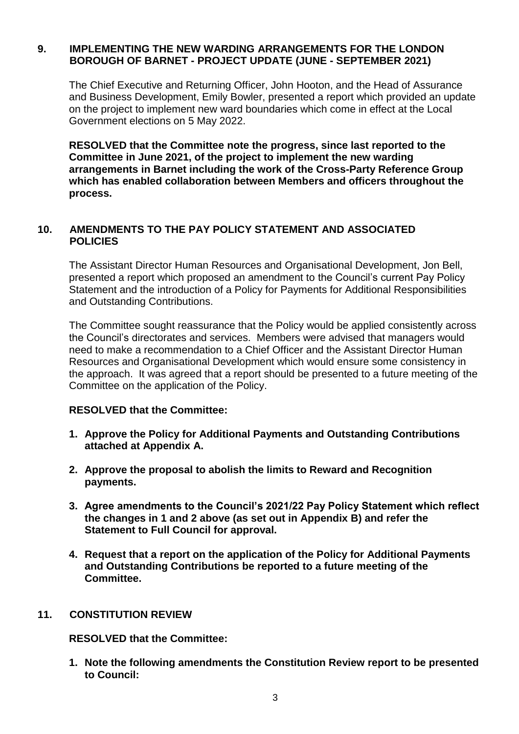## 9. IMPLEMENTING THE NEW WARDING ARRANGEMENTS FOR THE LONDON BOROUGH OF BARNET - PROJECT UPDATE (JUNE - SEPTEMBER 2021)

The Chief Executive and Returning Officer, John Hooton, and the Head of Assurance and Business Development, Emily Bowler, presented a report which provided an update on the project to implement new ward boundaries which come in effect at the Local Government elections on 5 May 2022.

**RESOLVED that the Committee note the progress, since last reported to the Committee in June 2021, of the project to implement the new warding arrangements in Barnet including the work of the Cross-Party Reference Group which has enabled collaboration between Members and officers throughout the process.**

## 10. AMENDMENTS TO THE PAY POLICY STATEMENT AND ASSOCIATED POLICIES

The Assistant Director Human Resources and Organisational Development, Jon Bell, presented a report which proposed an amendment to the Council's current Pay Policy Statement and the introduction of a Policy for Payments for Additional Responsibilities and Outstanding Contributions.

The Committee sought reassurance that the Policy would be applied consistently across the Council's directorates and services. Members were advised that managers would need to make a recommendation to a Chief Officer and the Assistant Director Human Resources and Organisational Development which would ensure some consistency in the approach. It was agreed that a report should be presented to a future meeting of the Committee on the application of the Policy.

**RESOLVED that the Committee:**

1. **Approve the Policy for Additional Payments and Outstanding Contributions attached at Appendix A.**
2. **Approve the proposal to abolish the limits to Reward and Recognition payments.**
3. **Agree amendments to the Council's 2021/22 Pay Policy Statement which reflect the changes in 1 and 2 above (as set out in Appendix B) and refer the Statement to Full Council for approval.**
4. **Request that a report on the application of the Policy for Additional Payments and Outstanding Contributions be reported to a future meeting of the Committee.**

## 11. CONSTITUTION REVIEW

**RESOLVED that the Committee:**

1. **Note the following amendments the Constitution Review report to be presented to Council:**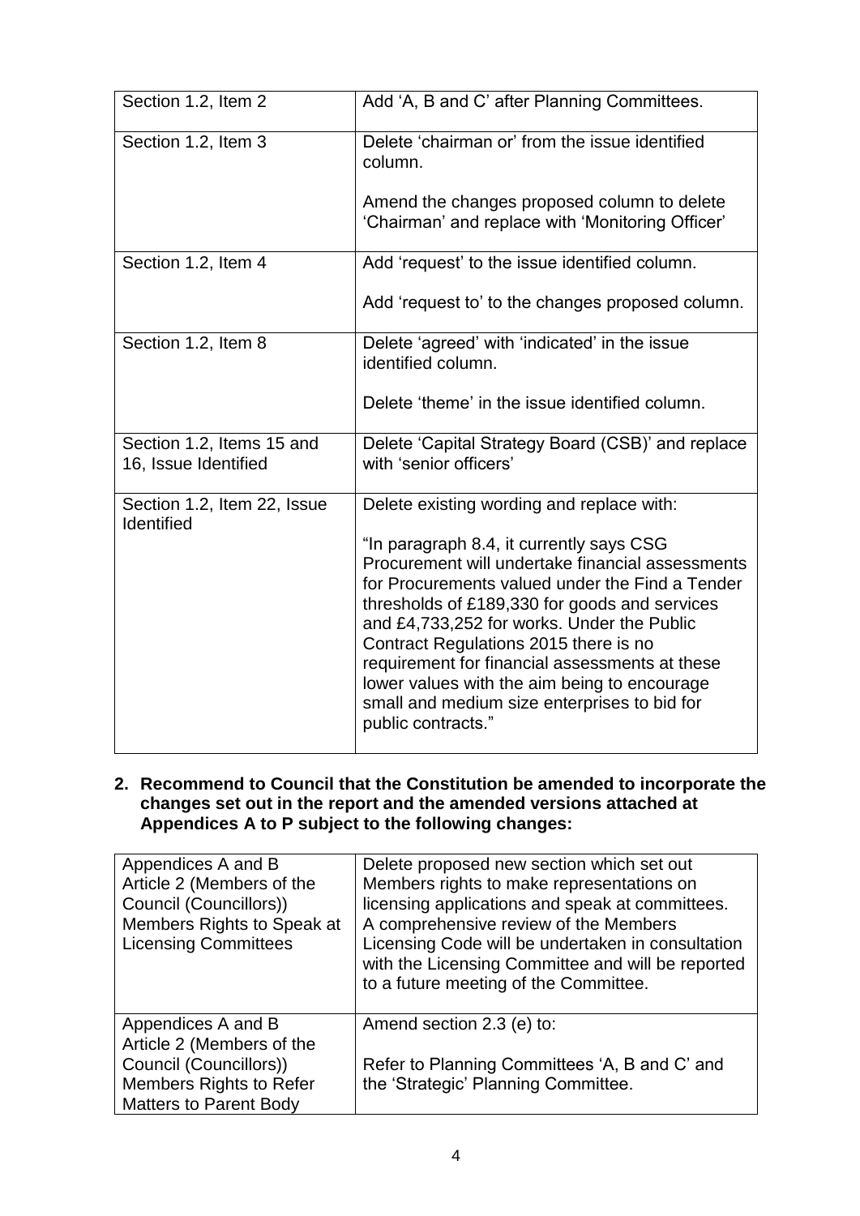| | |
|---|---|
| Section 1.2, Item 2 | Add ‘A, B and C’ after Planning Committees. |
| Section 1.2, Item 3 | Delete ‘chairman or’ from the issue identified column.<br><br>Amend the changes proposed column to delete ‘Chairman’ and replace with ‘Monitoring Officer’ |
| Section 1.2, Item 4 | Add ‘request’ to the issue identified column.<br><br>Add ‘request to’ to the changes proposed column. |
| Section 1.2, Item 8 | Delete ‘agreed’ with ‘indicated’ in the issue identified column.<br><br>Delete ‘theme’ in the issue identified column. |
| Section 1.2, Items 15 and 16, Issue Identified | Delete ‘Capital Strategy Board (CSB)’ and replace with ‘senior officers’ |
| Section 1.2, Item 22, Issue Identified | Delete existing wording and replace with:<br><br>“In paragraph 8.4, it currently says CSG Procurement will undertake financial assessments for Procurements valued under the Find a Tender thresholds of £189,330 for goods and services and £4,733,252 for works. Under the Public Contract Regulations 2015 there is no requirement for financial assessments at these lower values with the aim being to encourage small and medium size enterprises to bid for public contracts.” |

**2. Recommend to Council that the Constitution be amended to incorporate the changes set out in the report and the amended versions attached at Appendices A to P subject to the following changes:**

| | |
|---|---|
| Appendices A and B Article 2 (Members of the Council (Councillors)) Members Rights to Speak at Licensing Committees | Delete proposed new section which set out Members rights to make representations on licensing applications and speak at committees. A comprehensive review of the Members Licensing Code will be undertaken in consultation with the Licensing Committee and will be reported to a future meeting of the Committee. |
| Appendices A and B Article 2 (Members of the Council (Councillors)) Members Rights to Refer Matters to Parent Body | Amend section 2.3 (e) to:<br><br>Refer to Planning Committees ‘A, B and C’ and the ‘Strategic’ Planning Committee. |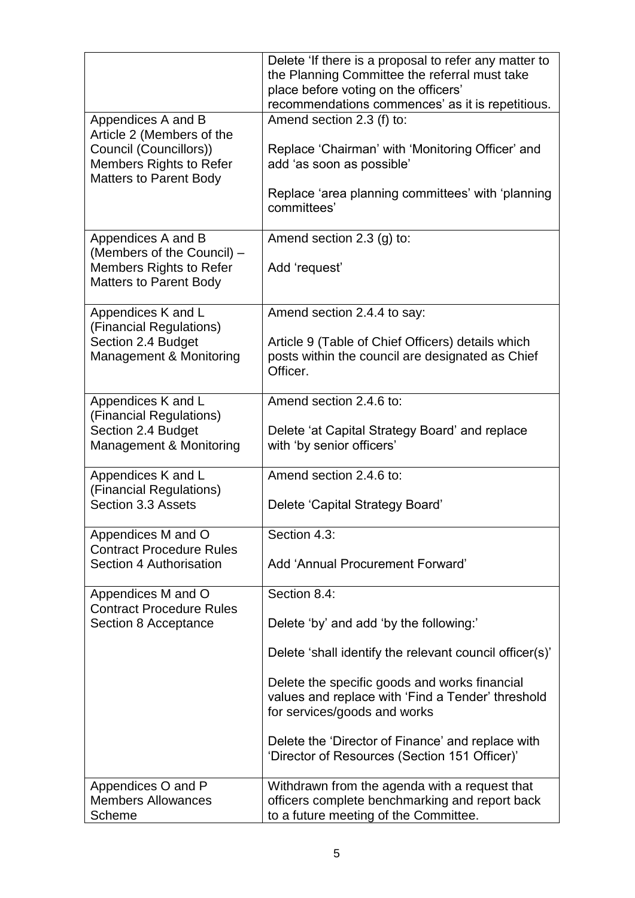| | |
|---|---|
| | Delete 'If there is a proposal to refer any matter to the Planning Committee the referral must take place before voting on the officers' recommendations commences' as it is repetitious. |
| Appendices A and B Article 2 (Members of the Council (Councillors)) Members Rights to Refer Matters to Parent Body | Amend section 2.3 (f) to:<br><br>Replace 'Chairman' with 'Monitoring Officer' and add 'as soon as possible'<br><br>Replace 'area planning committees' with 'planning committees' |
| Appendices A and B (Members of the Council) – Members Rights to Refer Matters to Parent Body | Amend section 2.3 (g) to:<br><br>Add 'request' |
| Appendices K and L (Financial Regulations) Section 2.4 Budget Management & Monitoring | Amend section 2.4.4 to say:<br><br>Article 9 (Table of Chief Officers) details which posts within the council are designated as Chief Officer. |
| Appendices K and L (Financial Regulations) Section 2.4 Budget Management & Monitoring | Amend section 2.4.6 to:<br><br>Delete 'at Capital Strategy Board' and replace with 'by senior officers' |
| Appendices K and L (Financial Regulations) Section 3.3 Assets | Amend section 2.4.6 to:<br><br>Delete 'Capital Strategy Board' |
| Appendices M and O Contract Procedure Rules Section 4 Authorisation | Section 4.3:<br><br>Add 'Annual Procurement Forward' |
| Appendices M and O Contract Procedure Rules Section 8 Acceptance | Section 8.4:<br><br>Delete 'by' and add 'by the following:'<br><br>Delete 'shall identify the relevant council officer(s)'<br><br>Delete the specific goods and works financial values and replace with 'Find a Tender' threshold for services/goods and works<br><br>Delete the 'Director of Finance' and replace with 'Director of Resources (Section 151 Officer)' |
| Appendices O and P Members Allowances Scheme | Withdrawn from the agenda with a request that officers complete benchmarking and report back to a future meeting of the Committee. |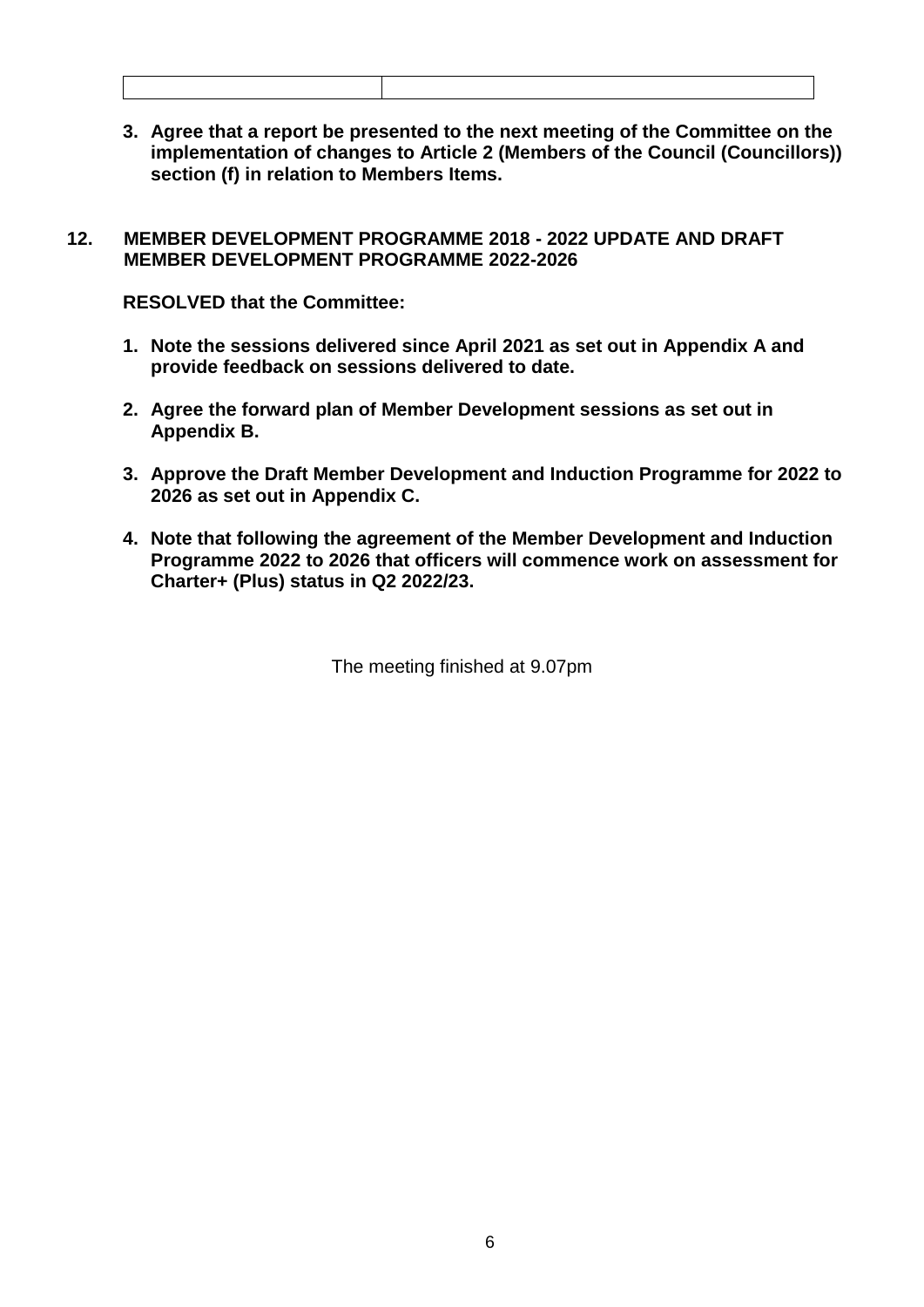| | |
|---|---|
| | |

3. **Agree that a report be presented to the next meeting of the Committee on the implementation of changes to Article 2 (Members of the Council (Councillors)) section (f) in relation to Members Items.**

## 12. MEMBER DEVELOPMENT PROGRAMME 2018 - 2022 UPDATE AND DRAFT MEMBER DEVELOPMENT PROGRAMME 2022-2026

**RESOLVED that the Committee:**

1. **Note the sessions delivered since April 2021 as set out in Appendix A and provide feedback on sessions delivered to date.**

2. **Agree the forward plan of Member Development sessions as set out in Appendix B.**

3. **Approve the Draft Member Development and Induction Programme for 2022 to 2026 as set out in Appendix C.**

4. **Note that following the agreement of the Member Development and Induction Programme 2022 to 2026 that officers will commence work on assessment for Charter+ (Plus) status in Q2 2022/23.**

The meeting finished at 9.07pm